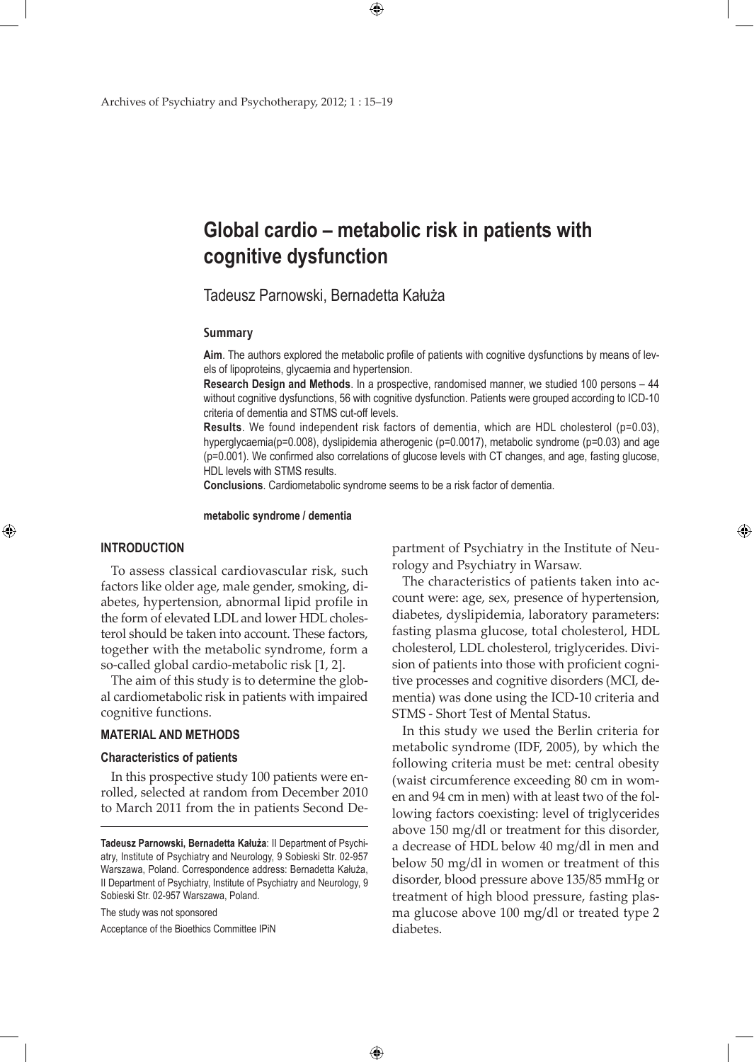# Global cardio – metabolic risk in patients with cognitive dysfunction

Tadeusz Parnowski, Bernadetta Kałuża

## Summary

**Aim**. The authors explored the metabolic profile of patients with cognitive dysfunctions by means of levels of lipoproteins, glycaemia and hypertension.

**Research Design and Methods**. In a prospective, randomised manner, we studied 100 persons – 44 without cognitive dysfunctions, 56 with cognitive dysfunction. Patients were grouped according to ICD-10 criteria of dementia and STMS cut-off levels.

**Results**. We found independent risk factors of dementia, which are HDL cholesterol ($p=0.03$), hyperglycaemia($p=0.008$), dyslipidemia atherogenic ($p=0.0017$), metabolic syndrome ($p=0.03$) and age ($p=0.001$). We confirmed also correlations of glucose levels with CT changes, and age, fasting glucose, HDL levels with STMS results.

**Conclusions**. Cardiometabolic syndrome seems to be a risk factor of dementia.

**metabolic syndrome / dementia**

## INTRODUCTION

To assess classical cardiovascular risk, such factors like older age, male gender, smoking, diabetes, hypertension, abnormal lipid profile in the form of elevated LDL and lower HDL cholesterol should be taken into account. These factors, together with the metabolic syndrome, form a so-called global cardio-metabolic risk [1, 2].

The aim of this study is to determine the global cardiometabolic risk in patients with impaired cognitive functions.

## MATERIAL AND METHODS

### Characteristics of patients

In this prospective study 100 patients were enrolled, selected at random from December 2010 to March 2011 from the in patients Second Department of Psychiatry in the Institute of Neurology and Psychiatry in Warsaw.

The characteristics of patients taken into account were: age, sex, presence of hypertension, diabetes, dyslipidemia, laboratory parameters: fasting plasma glucose, total cholesterol, HDL cholesterol, LDL cholesterol, triglycerides. Division of patients into those with proficient cognitive processes and cognitive disorders (MCI, dementia) was done using the ICD-10 criteria and STMS - Short Test of Mental Status.

In this study we used the Berlin criteria for metabolic syndrome (IDF, 2005), by which the following criteria must be met: central obesity (waist circumference exceeding 80 cm in women and 94 cm in men) with at least two of the following factors coexisting: level of triglycerides above 150 mg/dl or treatment for this disorder, a decrease of HDL below 40 mg/dl in men and below 50 mg/dl in women or treatment of this disorder, blood pressure above 135/85 mmHg or treatment of high blood pressure, fasting plasma glucose above 100 mg/dl or treated type 2 diabetes.

---

**Tadeusz Parnowski, Bernadetta Kałuża**: II Department of Psychiatry, Institute of Psychiatry and Neurology, 9 Sobieski Str. 02-957 Warszawa, Poland. Correspondence address: Bernadetta Kałuża, II Department of Psychiatry, Institute of Psychiatry and Neurology, 9 Sobieski Str. 02-957 Warszawa, Poland.

The study was not sponsored

Acceptance of the Bioethics Committee IPiN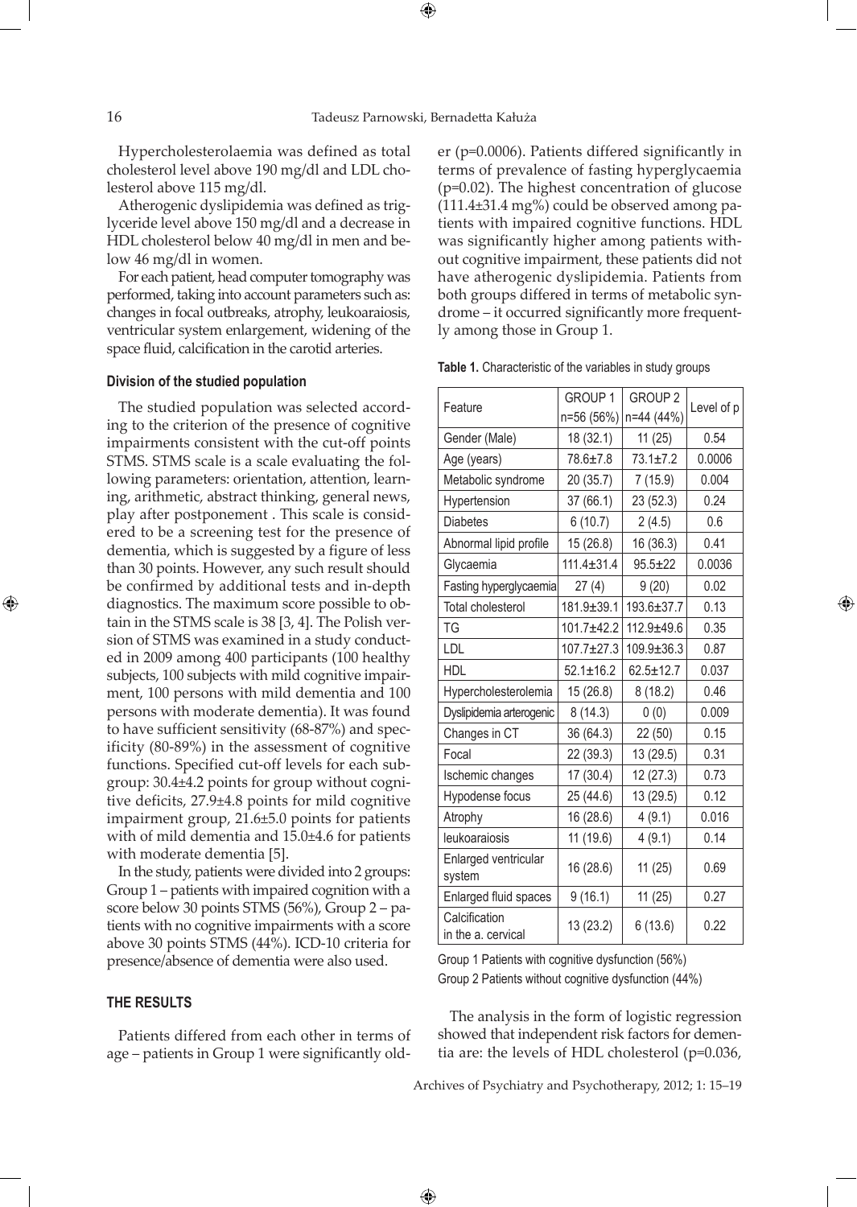Hypercholesterolaemia was defined as total cholesterol level above 190 mg/dl and LDL cholesterol above 115 mg/dl.

Atherogenic dyslipidemia was defined as triglyceride level above 150 mg/dl and a decrease in HDL cholesterol below 40 mg/dl in men and below 46 mg/dl in women.

For each patient, head computer tomography was performed, taking into account parameters such as: changes in focal outbreaks, atrophy, leukoaraiosis, ventricular system enlargement, widening of the space fluid, calcification in the carotid arteries.

### Division of the studied population

The studied population was selected according to the criterion of the presence of cognitive impairments consistent with the cut-off points STMS. STMS scale is a scale evaluating the following parameters: orientation, attention, learning, arithmetic, abstract thinking, general news, play after postponement . This scale is considered to be a screening test for the presence of dementia, which is suggested by a figure of less than 30 points. However, any such result should be confirmed by additional tests and in-depth diagnostics. The maximum score possible to obtain in the STMS scale is 38 [3, 4]. The Polish version of STMS was examined in a study conducted in 2009 among 400 participants (100 healthy subjects, 100 subjects with mild cognitive impairment, 100 persons with mild dementia and 100 persons with moderate dementia). It was found to have sufficient sensitivity (68-87%) and specificity (80-89%) in the assessment of cognitive functions. Specified cut-off levels for each subgroup: 30.4±4.2 points for group without cognitive deficits, 27.9±4.8 points for mild cognitive impairment group, 21.6±5.0 points for patients with of mild dementia and 15.0±4.6 for patients with moderate dementia [5].

In the study, patients were divided into 2 groups: Group 1 – patients with impaired cognition with a score below 30 points STMS (56%), Group 2 – patients with no cognitive impairments with a score above 30 points STMS (44%). ICD-10 criteria for presence/absence of dementia were also used.

## THE RESULTS

Patients differed from each other in terms of age – patients in Group 1 were significantly older (p=0.0006). Patients differed significantly in terms of prevalence of fasting hyperglycaemia (p=0.02). The highest concentration of glucose (111.4±31.4 mg%) could be observed among patients with impaired cognitive functions. HDL was significantly higher among patients without cognitive impairment, these patients did not have atherogenic dyslipidemia. Patients from both groups differed in terms of metabolic syndrome – it occurred significantly more frequently among those in Group 1.

**Table 1.** Characteristic of the variables in study groups

| Feature | GROUP 1 n=56 (56%) | GROUP 2 n=44 (44%) | Level of p |
|---|---|---|---|
| Gender (Male) | 18 (32.1) | 11 (25) | 0.54 |
| Age (years) | 78.6±7.8 | 73.1±7.2 | 0.0006 |
| Metabolic syndrome | 20 (35.7) | 7 (15.9) | 0.004 |
| Hypertension | 37 (66.1) | 23 (52.3) | 0.24 |
| Diabetes | 6 (10.7) | 2 (4.5) | 0.6 |
| Abnormal lipid profile | 15 (26.8) | 16 (36.3) | 0.41 |
| Glycaemia | 111.4±31.4 | 95.5±22 | 0.0036 |
| Fasting hyperglycaemia | 27 (4) | 9 (20) | 0.02 |
| Total cholesterol | 181.9±39.1 | 193.6±37.7 | 0.13 |
| TG | 101.7±42.2 | 112.9±49.6 | 0.35 |
| LDL | 107.7±27.3 | 109.9±36.3 | 0.87 |
| HDL | 52.1±16.2 | 62.5±12.7 | 0.037 |
| Hypercholesterolemia | 15 (26.8) | 8 (18.2) | 0.46 |
| Dyslipidemia arterogenic | 8 (14.3) | 0 (0) | 0.009 |
| Changes in CT | 36 (64.3) | 22 (50) | 0.15 |
| Focal | 22 (39.3) | 13 (29.5) | 0.31 |
| Ischemic changes | 17 (30.4) | 12 (27.3) | 0.73 |
| Hypodense focus | 25 (44.6) | 13 (29.5) | 0.12 |
| Atrophy | 16 (28.6) | 4 (9.1) | 0.016 |
| leukoaraiosis | 11 (19.6) | 4 (9.1) | 0.14 |
| Enlarged ventricular system | 16 (28.6) | 11 (25) | 0.69 |
| Enlarged fluid spaces | 9 (16.1) | 11 (25) | 0.27 |
| Calcification in the a. cervical | 13 (23.2) | 6 (13.6) | 0.22 |

Group 1 Patients with cognitive dysfunction (56%)
Group 2 Patients without cognitive dysfunction (44%)

The analysis in the form of logistic regression showed that independent risk factors for dementia are: the levels of HDL cholesterol (p=0.036,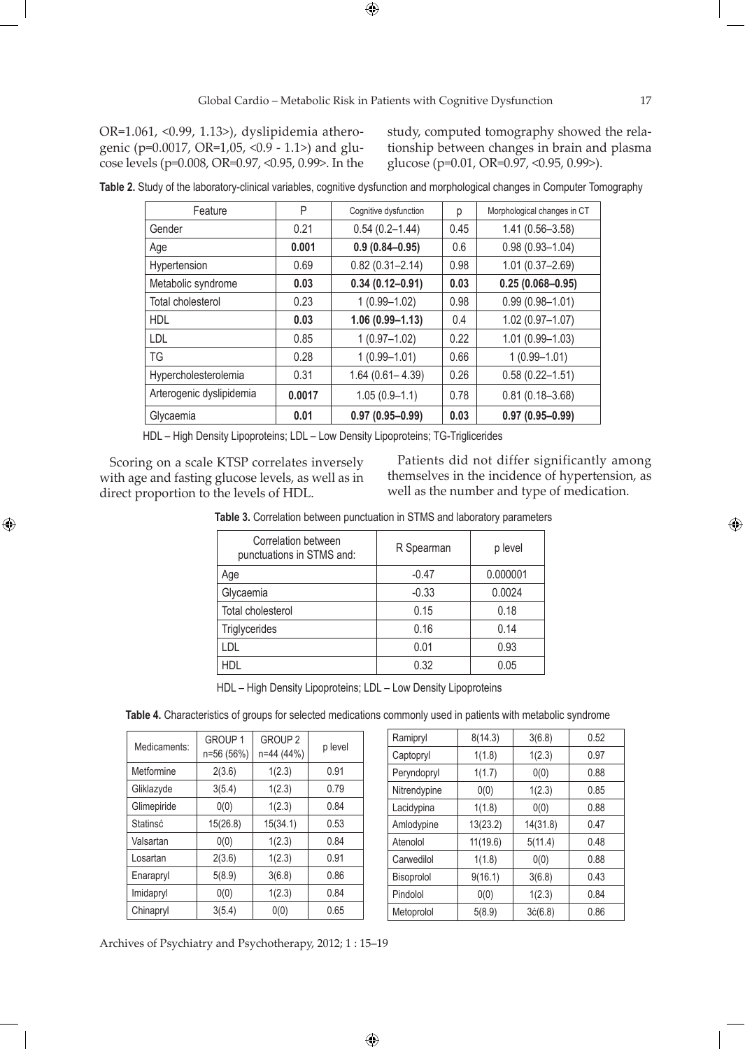OR=1.061, <0.99, 1.13>), dyslipidemia atherogenic (p=0.0017, OR=1,05, <0.9 - 1.1>) and glucose levels (p=0.008, OR=0.97, <0.95, 0.99>. In the study, computed tomography showed the relationship between changes in brain and plasma glucose (p=0.01, OR=0.97, <0.95, 0.99>).

**Table 2.** Study of the laboratory-clinical variables, cognitive dysfunction and morphological changes in Computer Tomography

| Feature | P | Cognitive dysfunction | p | Morphological changes in CT |
|---|---|---|---|---|
| Gender | 0.21 | 0.54 (0.2–1.44) | 0.45 | 1.41 (0.56–3.58) |
| Age | **0.001** | **0.9 (0.84–0.95)** | 0.6 | 0.98 (0.93–1.04) |
| Hypertension | 0.69 | 0.82 (0.31–2.14) | 0.98 | 1.01 (0.37–2.69) |
| Metabolic syndrome | **0.03** | **0.34 (0.12–0.91)** | **0.03** | **0.25 (0.068–0.95)** |
| Total cholesterol | 0.23 | 1 (0.99–1.02) | 0.98 | 0.99 (0.98–1.01) |
| HDL | **0.03** | **1.06 (0.99–1.13)** | 0.4 | 1.02 (0.97–1.07) |
| LDL | 0.85 | 1 (0.97–1.02) | 0.22 | 1.01 (0.99–1.03) |
| TG | 0.28 | 1 (0.99–1.01) | 0.66 | 1 (0.99–1.01) |
| Hypercholesterolemia | 0.31 | 1.64 (0.61– 4.39) | 0.26 | 0.58 (0.22–1.51) |
| Arterogenic dyslipidemia | **0.0017** | 1.05 (0.9–1.1) | 0.78 | 0.81 (0.18–3.68) |
| Glycaemia | **0.01** | **0.97 (0.95–0.99)** | **0.03** | **0.97 (0.95–0.99)** |

HDL – High Density Lipoproteins; LDL – Low Density Lipoproteins; TG-Triglicerides

Scoring on a scale KTSP correlates inversely with age and fasting glucose levels, as well as in direct proportion to the levels of HDL.

Patients did not differ significantly among themselves in the incidence of hypertension, as well as the number and type of medication.

**Table 3.** Correlation between punctuation in STMS and laboratory parameters

| Correlation between punctuations in STMS and: | R Spearman | p level |
|---|---|---|
| Age | -0.47 | 0.000001 |
| Glycaemia | -0.33 | 0.0024 |
| Total cholesterol | 0.15 | 0.18 |
| Triglycerides | 0.16 | 0.14 |
| LDL | 0.01 | 0.93 |
| HDL | 0.32 | 0.05 |

HDL – High Density Lipoproteins; LDL – Low Density Lipoproteins

**Table 4.** Characteristics of groups for selected medications commonly used in patients with metabolic syndrome

| Medicaments: | GROUP 1 n=56 (56%) | GROUP 2 n=44 (44%) | p level |
|---|---|---|---|
| Metformine | 2(3.6) | 1(2.3) | 0.91 |
| Gliklazyde | 3(5.4) | 1(2.3) | 0.79 |
| Glimepiride | 0(0) | 1(2.3) | 0.84 |
| Statinsć | 15(26.8) | 15(34.1) | 0.53 |
| Valsartan | 0(0) | 1(2.3) | 0.84 |
| Losartan | 2(3.6) | 1(2.3) | 0.91 |
| Enarapryl | 5(8.9) | 3(6.8) | 0.86 |
| Imidapryl | 0(0) | 1(2.3) | 0.84 |
| Chinapryl | 3(5.4) | 0(0) | 0.65 |
| Ramipryl | 8(14.3) | 3(6.8) | 0.52 |
| Captopryl | 1(1.8) | 1(2.3) | 0.97 |
| Peryndopryl | 1(1.7) | 0(0) | 0.88 |
| Nitrendypine | 0(0) | 1(2.3) | 0.85 |
| Lacidypina | 1(1.8) | 0(0) | 0.88 |
| Amlodypine | 13(23.2) | 14(31.8) | 0.47 |
| Atenolol | 11(19.6) | 5(11.4) | 0.48 |
| Carwedilol | 1(1.8) | 0(0) | 0.88 |
| Bisoprolol | 9(16.1) | 3(6.8) | 0.43 |
| Pindolol | 0(0) | 1(2.3) | 0.84 |
| Metoprolol | 5(8.9) | 3ć(6.8) | 0.86 |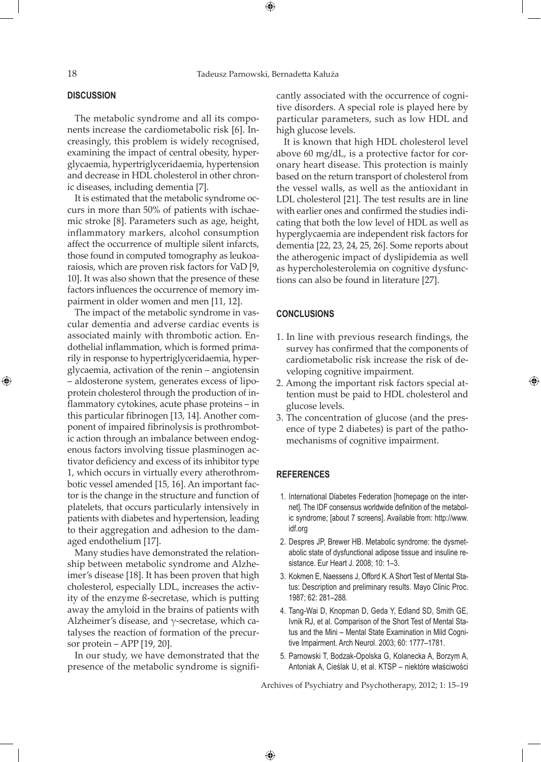## DISCUSSION

The metabolic syndrome and all its components increase the cardiometabolic risk [6]. Increasingly, this problem is widely recognised, examining the impact of central obesity, hyperglycaemia, hypertriglyceridaemia, hypertension and decrease in HDL cholesterol in other chronic diseases, including dementia [7].

It is estimated that the metabolic syndrome occurs in more than 50% of patients with ischaemic stroke [8]. Parameters such as age, height, inflammatory markers, alcohol consumption affect the occurrence of multiple silent infarcts, those found in computed tomography as leukoaraiosis, which are proven risk factors for VaD [9, 10]. It was also shown that the presence of these factors influences the occurrence of memory impairment in older women and men [11, 12].

The impact of the metabolic syndrome in vascular dementia and adverse cardiac events is associated mainly with thrombotic action. Endothelial inflammation, which is formed primarily in response to hypertriglyceridaemia, hyperglycaemia, activation of the renin – angiotensin – aldosterone system, generates excess of lipoprotein cholesterol through the production of inflammatory cytokines, acute phase proteins – in this particular fibrinogen [13, 14]. Another component of impaired fibrinolysis is prothrombotic action through an imbalance between endogenous factors involving tissue plasminogen activator deficiency and excess of its inhibitor type 1, which occurs in virtually every atherothrombotic vessel amended [15, 16]. An important factor is the change in the structure and function of platelets, that occurs particularly intensively in patients with diabetes and hypertension, leading to their aggregation and adhesion to the damaged endothelium [17].

Many studies have demonstrated the relationship between metabolic syndrome and Alzheimer's disease [18]. It has been proven that high cholesterol, especially LDL, increases the activity of the enzyme ß-secretase, which is putting away the amyloid in the brains of patients with Alzheimer's disease, and $\gamma$-secretase, which catalyses the reaction of formation of the precursor protein – APP [19, 20].

In our study, we have demonstrated that the presence of the metabolic syndrome is significantly associated with the occurrence of cognitive disorders. A special role is played here by particular parameters, such as low HDL and high glucose levels.

It is known that high HDL cholesterol level above 60 mg/dL, is a protective factor for coronary heart disease. This protection is mainly based on the return transport of cholesterol from the vessel walls, as well as the antioxidant in LDL cholesterol [21]. The test results are in line with earlier ones and confirmed the studies indicating that both the low level of HDL as well as hyperglycaemia are independent risk factors for dementia [22, 23, 24, 25, 26]. Some reports about the atherogenic impact of dyslipidemia as well as hypercholesterolemia on cognitive dysfunctions can also be found in literature [27].

## CONCLUSIONS

1. In line with previous research findings, the survey has confirmed that the components of cardiometabolic risk increase the risk of developing cognitive impairment.
2. Among the important risk factors special attention must be paid to HDL cholesterol and glucose levels.
3. The concentration of glucose (and the presence of type 2 diabetes) is part of the pathomechanisms of cognitive impairment.

## REFERENCES

1. International Diabetes Federation [homepage on the internet]. The IDF consensus worldwide definition of the metabolic syndrome; [about 7 screens]. Available from: http://www.idf.org
2. Despres JP, Brewer HB. Metabolic syndrome: the dysmetabolic state of dysfunctional adipose tissue and insuline resistance. Eur Heart J. 2008; 10: 1–3.
3. Kokmen E, Naessens J, Offord K. A Short Test of Mental Status: Description and preliminary results. Mayo Clinic Proc. 1987; 62: 281–288.
4. Tang-Wai D, Knopman D, Geda Y, Edland SD, Smith GE, Ivnik RJ, et al. Comparison of the Short Test of Mental Status and the Mini – Mental State Examination in Mild Cognitive Impairment. Arch Neurol. 2003; 60: 1777–1781.
5. Parnowski T, Bodzak-Opolska G, Kolanecka A, Borzym A, Antoniak A, Cieślak U, et al. KTSP – niektóre właściwości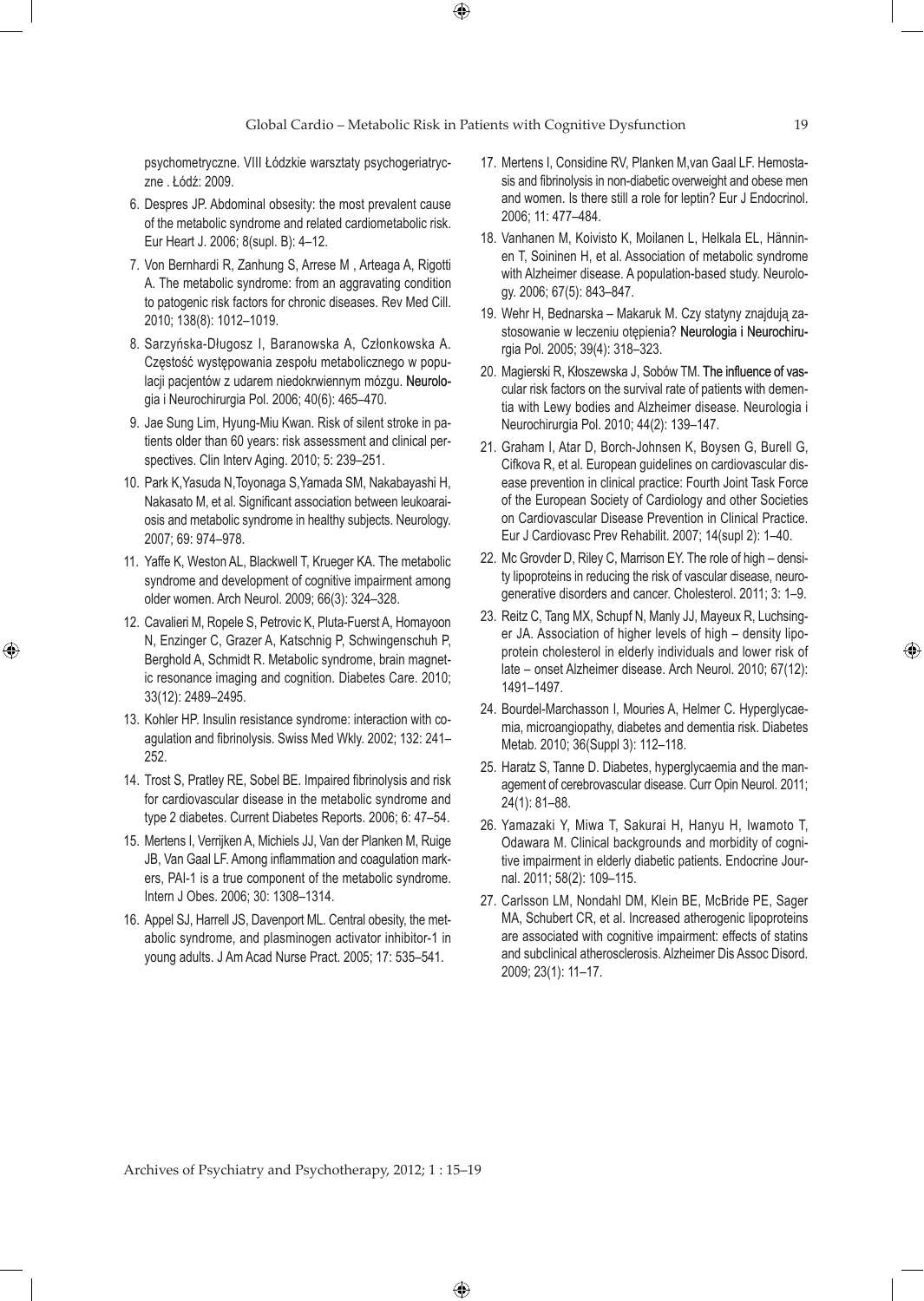psychometryczne. VIII Łódzkie warsztaty psychogeriatryczne . Łódź: 2009.

6. Despres JP. Abdominal obsesity: the most prevalent cause of the metabolic syndrome and related cardiometabolic risk. Eur Heart J. 2006; 8(supl. B): 4–12.
7. Von Bernhardi R, Zanhung S, Arrese M , Arteaga A, Rigotti A. The metabolic syndrome: from an aggravating condition to patogenic risk factors for chronic diseases. Rev Med Cill. 2010; 138(8): 1012–1019.
8. Sarzyńska-Długosz I, Baranowska A, Członkowska A. Częstość występowania zespołu metabolicznego w populacji pacjentów z udarem niedokrwiennym mózgu. Neurologia i Neurochirurgia Pol. 2006; 40(6): 465–470.
9. Jae Sung Lim, Hyung-Miu Kwan. Risk of silent stroke in patients older than 60 years: risk assessment and clinical perspectives. Clin Interv Aging. 2010; 5: 239–251.
10. Park K,Yasuda N,Toyonaga S,Yamada SM, Nakabayashi H, Nakasato M, et al. Significant association between leukoaraiosis and metabolic syndrome in healthy subjects. Neurology. 2007; 69: 974–978.
11. Yaffe K, Weston AL, Blackwell T, Krueger KA. The metabolic syndrome and development of cognitive impairment among older women. Arch Neurol. 2009; 66(3): 324–328.
12. Cavalieri M, Ropele S, Petrovic K, Pluta-Fuerst A, Homayoon N, Enzinger C, Grazer A, Katschnig P, Schwingenschuh P, Berghold A, Schmidt R. Metabolic syndrome, brain magnetic resonance imaging and cognition. Diabetes Care. 2010; 33(12): 2489–2495.
13. Kohler HP. Insulin resistance syndrome: interaction with coagulation and fibrinolysis. Swiss Med Wkly. 2002; 132: 241–252.
14. Trost S, Pratley RE, Sobel BE. Impaired fibrinolysis and risk for cardiovascular disease in the metabolic syndrome and type 2 diabetes. Current Diabetes Reports. 2006; 6: 47–54.
15. Mertens I, Verrijken A, Michiels JJ, Van der Planken M, Ruige JB, Van Gaal LF. Among inflammation and coagulation markers, PAI-1 is a true component of the metabolic syndrome. Intern J Obes. 2006; 30: 1308–1314.
16. Appel SJ, Harrell JS, Davenport ML. Central obesity, the metabolic syndrome, and plasminogen activator inhibitor-1 in young adults. J Am Acad Nurse Pract. 2005; 17: 535–541.
17. Mertens I, Considine RV, Planken M,van Gaal LF. Hemostasis and fibrinolysis in non-diabetic overweight and obese men and women. Is there still a role for leptin? Eur J Endocrinol. 2006; 11: 477–484.
18. Vanhanen M, Koivisto K, Moilanen L, Helkala EL, Hänninen T, Soininen H, et al. Association of metabolic syndrome with Alzheimer disease. A population-based study. Neurology. 2006; 67(5): 843–847.
19. Wehr H, Bednarska – Makaruk M. Czy statyny znajdują zastosowanie w leczeniu otępienia? Neurologia i Neurochirurgia Pol. 2005; 39(4): 318–323.
20. Magierski R, Kłoszewska J, Sobów TM. The influence of vascular risk factors on the survival rate of patients with dementia with Lewy bodies and Alzheimer disease. Neurologia i Neurochirurgia Pol. 2010; 44(2): 139–147.
21. Graham I, Atar D, Borch-Johnsen K, Boysen G, Burell G, Cifkova R, et al. European guidelines on cardiovascular disease prevention in clinical practice: Fourth Joint Task Force of the European Society of Cardiology and other Societies on Cardiovascular Disease Prevention in Clinical Practice. Eur J Cardiovasc Prev Rehabilit. 2007; 14(supl 2): 1–40.
22. Mc Grovder D, Riley C, Marrison EY. The role of high – density lipoproteins in reducing the risk of vascular disease, neurogenerative disorders and cancer. Cholesterol. 2011; 3: 1–9.
23. Reitz C, Tang MX, Schupf N, Manly JJ, Mayeux R, Luchsinger JA. Association of higher levels of high – density lipoprotein cholesterol in elderly individuals and lower risk of late – onset Alzheimer disease. Arch Neurol. 2010; 67(12): 1491–1497.
24. Bourdel-Marchasson I, Mouries A, Helmer C. Hyperglycaemia, microangiopathy, diabetes and dementia risk. Diabetes Metab. 2010; 36(Suppl 3): 112–118.
25. Haratz S, Tanne D. Diabetes, hyperglycaemia and the management of cerebrovascular disease. Curr Opin Neurol. 2011; 24(1): 81–88.
26. Yamazaki Y, Miwa T, Sakurai H, Hanyu H, Iwamoto T, Odawara M. Clinical backgrounds and morbidity of cognitive impairment in elderly diabetic patients. Endocrine Journal. 2011; 58(2): 109–115.
27. Carlsson LM, Nondahl DM, Klein BE, McBride PE, Sager MA, Schubert CR, et al. Increased atherogenic lipoproteins are associated with cognitive impairment: effects of statins and subclinical atherosclerosis. Alzheimer Dis Assoc Disord. 2009; 23(1): 11–17.